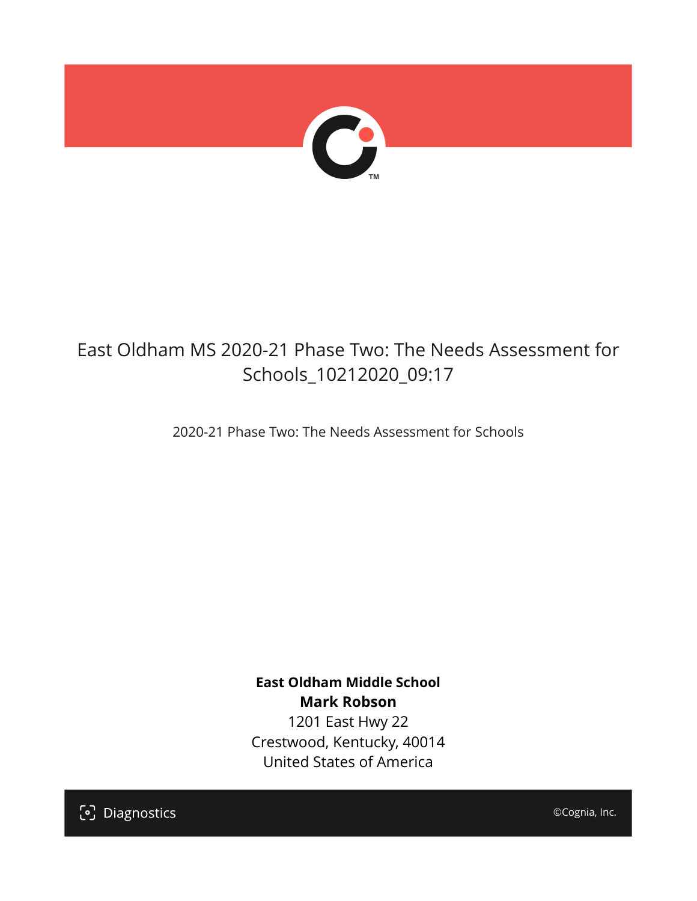# East Oldham MS 2020-21 Phase Two: The Needs Assessment for Schools_10212020_09:17

2020-21 Phase Two: The Needs Assessment for Schools

**East Oldham Middle School**
**Mark Robson**
1201 East Hwy 22
Crestwood, Kentucky, 40014
United States of America

Diagnostics

©Cognia, Inc.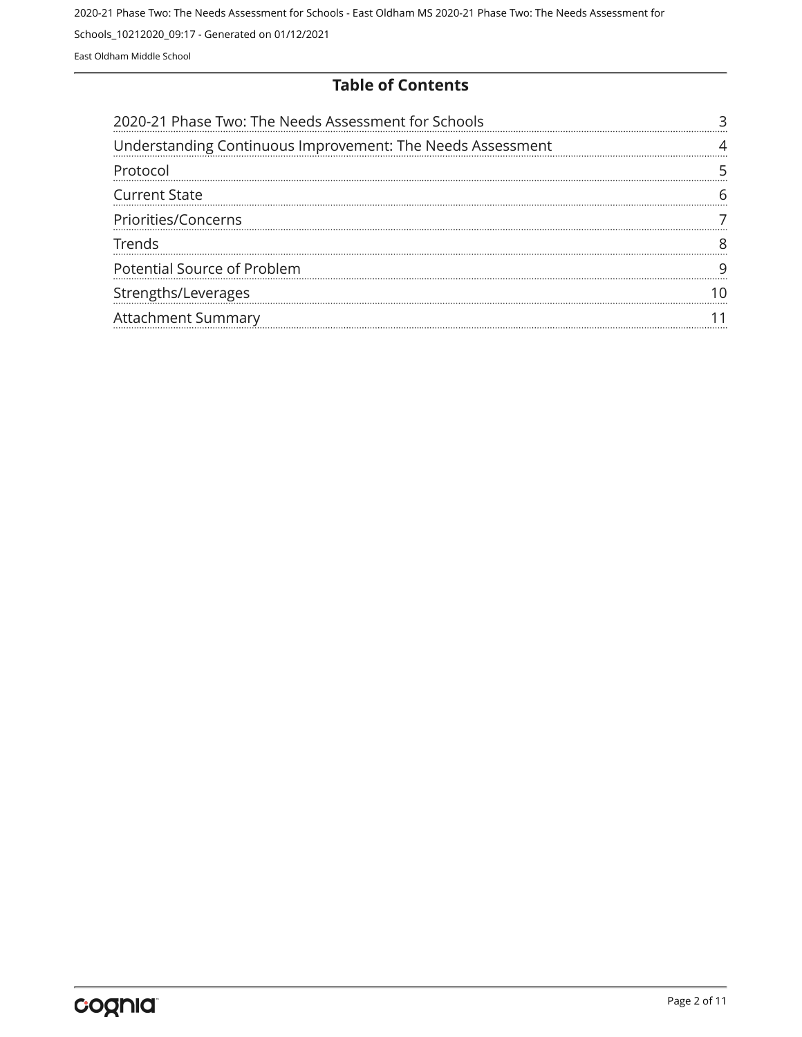# Table of Contents

| | |
|---|---|
| 2020-21 Phase Two: The Needs Assessment for Schools | 3 |
| Understanding Continuous Improvement: The Needs Assessment | 4 |
| Protocol | 5 |
| Current State | 6 |
| Priorities/Concerns | 7 |
| Trends | 8 |
| Potential Source of Problem | 9 |
| Strengths/Leverages | 10 |
| Attachment Summary | 11 |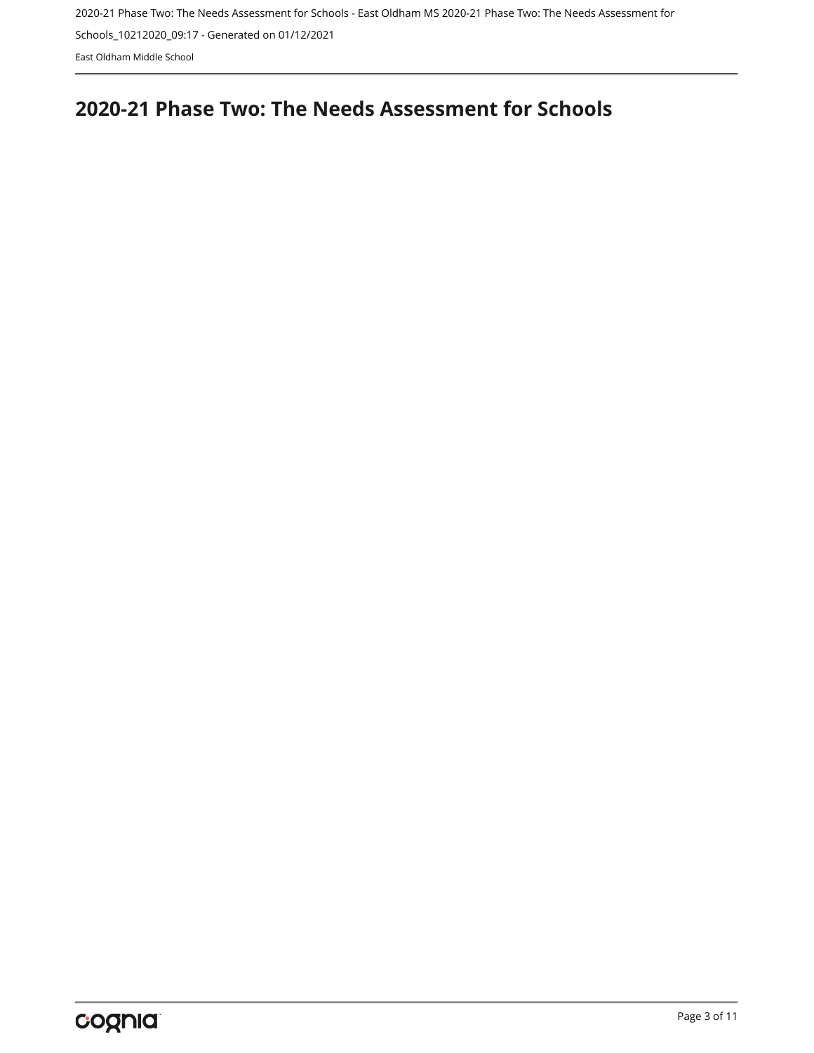# 2020-21 Phase Two: The Needs Assessment for Schools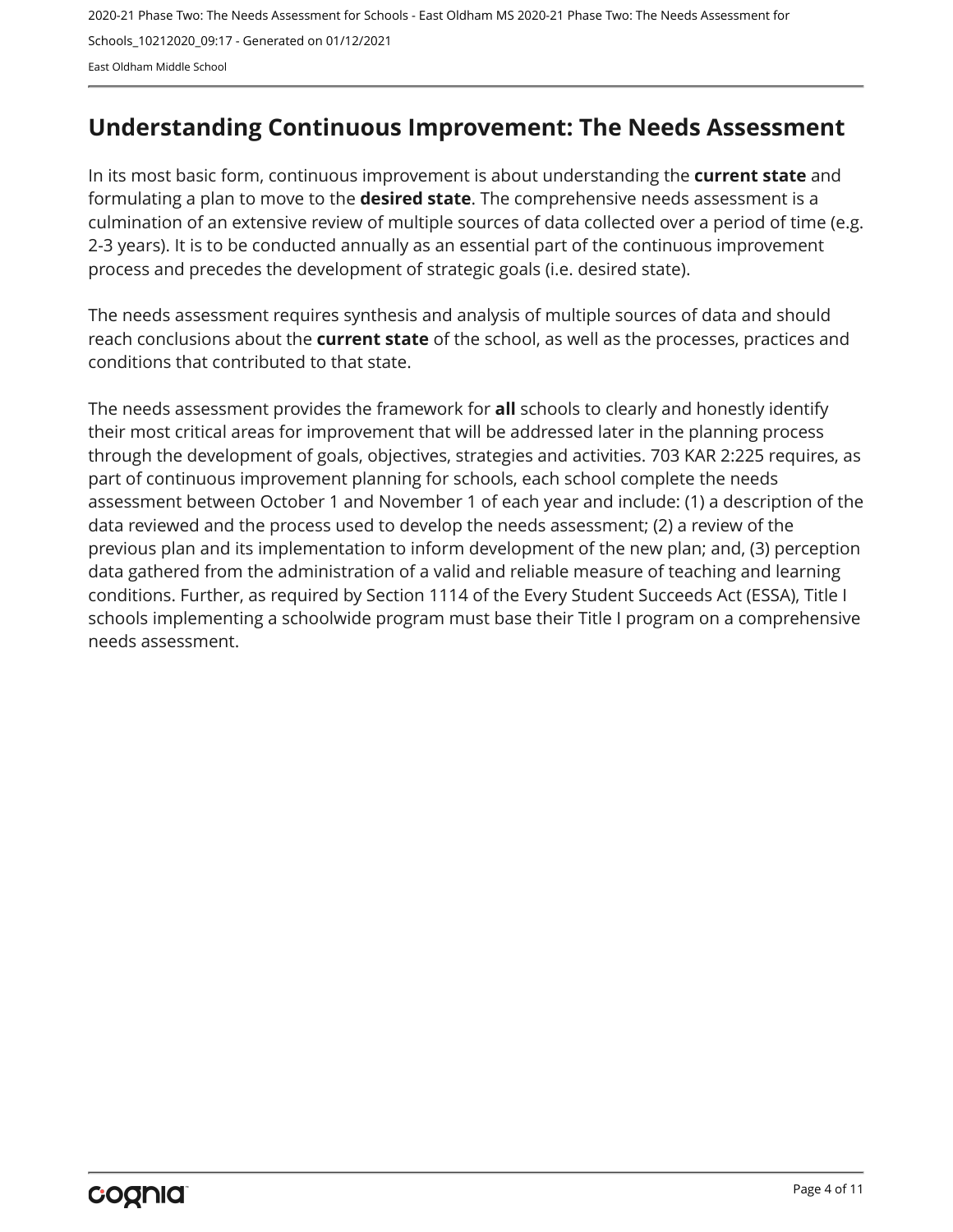# Understanding Continuous Improvement: The Needs Assessment

In its most basic form, continuous improvement is about understanding the **current state** and formulating a plan to move to the **desired state**. The comprehensive needs assessment is a culmination of an extensive review of multiple sources of data collected over a period of time (e.g. 2-3 years). It is to be conducted annually as an essential part of the continuous improvement process and precedes the development of strategic goals (i.e. desired state).

The needs assessment requires synthesis and analysis of multiple sources of data and should reach conclusions about the **current state** of the school, as well as the processes, practices and conditions that contributed to that state.

The needs assessment provides the framework for **all** schools to clearly and honestly identify their most critical areas for improvement that will be addressed later in the planning process through the development of goals, objectives, strategies and activities. 703 KAR 2:225 requires, as part of continuous improvement planning for schools, each school complete the needs assessment between October 1 and November 1 of each year and include: (1) a description of the data reviewed and the process used to develop the needs assessment; (2) a review of the previous plan and its implementation to inform development of the new plan; and, (3) perception data gathered from the administration of a valid and reliable measure of teaching and learning conditions. Further, as required by Section 1114 of the Every Student Succeeds Act (ESSA), Title I schools implementing a schoolwide program must base their Title I program on a comprehensive needs assessment.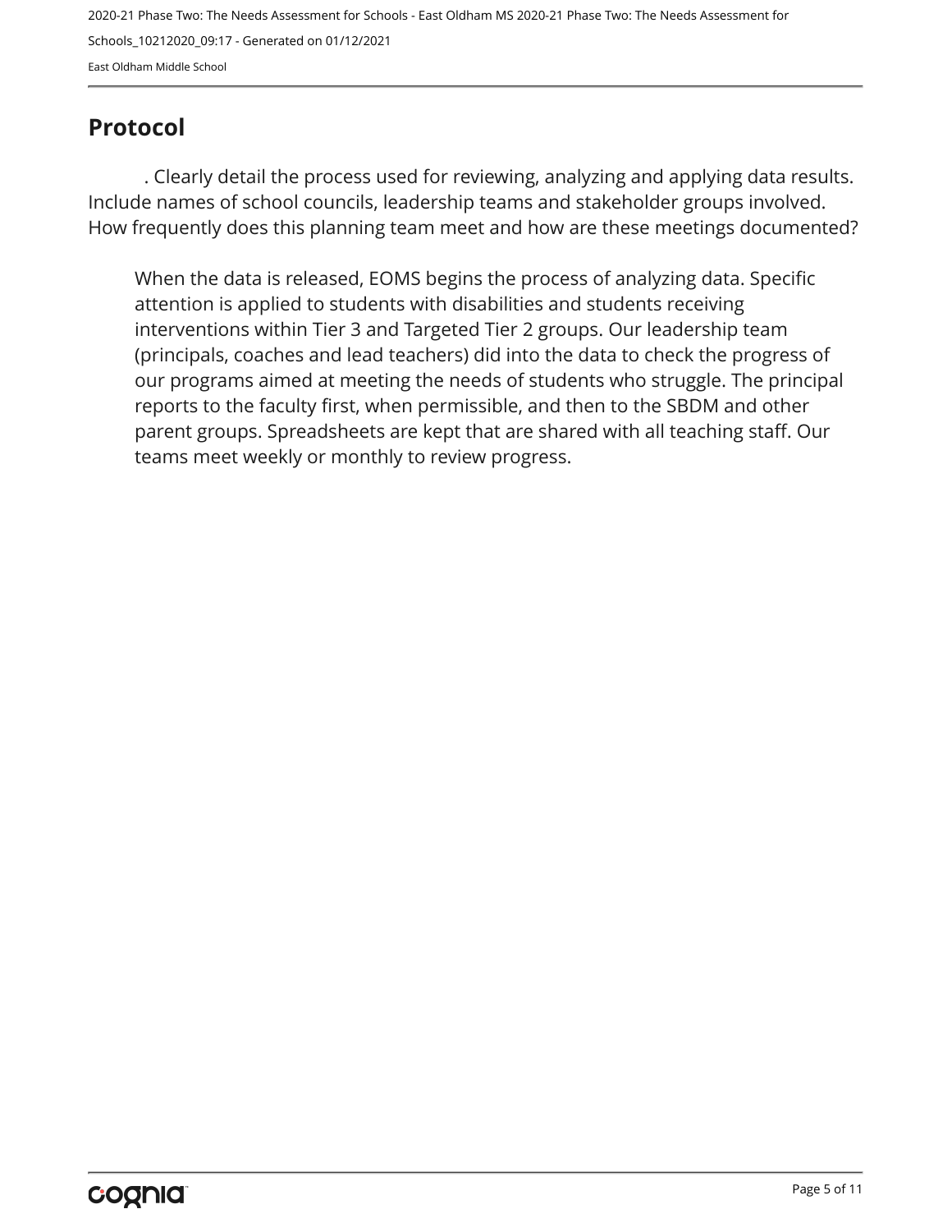## Protocol

. Clearly detail the process used for reviewing, analyzing and applying data results. Include names of school councils, leadership teams and stakeholder groups involved. How frequently does this planning team meet and how are these meetings documented?

When the data is released, EOMS begins the process of analyzing data. Specific attention is applied to students with disabilities and students receiving interventions within Tier 3 and Targeted Tier 2 groups. Our leadership team (principals, coaches and lead teachers) did into the data to check the progress of our programs aimed at meeting the needs of students who struggle. The principal reports to the faculty first, when permissible, and then to the SBDM and other parent groups. Spreadsheets are kept that are shared with all teaching staff. Our teams meet weekly or monthly to review progress.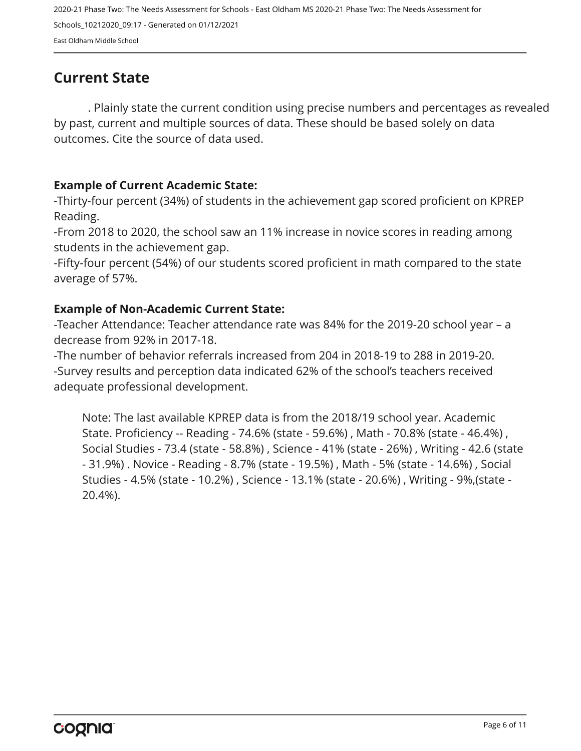## Current State

. Plainly state the current condition using precise numbers and percentages as revealed by past, current and multiple sources of data. These should be based solely on data outcomes. Cite the source of data used.

**Example of Current Academic State:**

-Thirty-four percent (34%) of students in the achievement gap scored proficient on KPREP Reading.

-From 2018 to 2020, the school saw an 11% increase in novice scores in reading among students in the achievement gap.

-Fifty-four percent (54%) of our students scored proficient in math compared to the state average of 57%.

**Example of Non-Academic Current State:**

-Teacher Attendance: Teacher attendance rate was 84% for the 2019-20 school year – a decrease from 92% in 2017-18.

-The number of behavior referrals increased from 204 in 2018-19 to 288 in 2019-20.

-Survey results and perception data indicated 62% of the school's teachers received adequate professional development.

Note: The last available KPREP data is from the 2018/19 school year. Academic State. Proficiency -- Reading - 74.6% (state - 59.6%) , Math - 70.8% (state - 46.4%) , Social Studies - 73.4 (state - 58.8%) , Science - 41% (state - 26%) , Writing - 42.6 (state - 31.9%) . Novice - Reading - 8.7% (state - 19.5%) , Math - 5% (state - 14.6%) , Social Studies - 4.5% (state - 10.2%) , Science - 13.1% (state - 20.6%) , Writing - 9%,(state - 20.4%).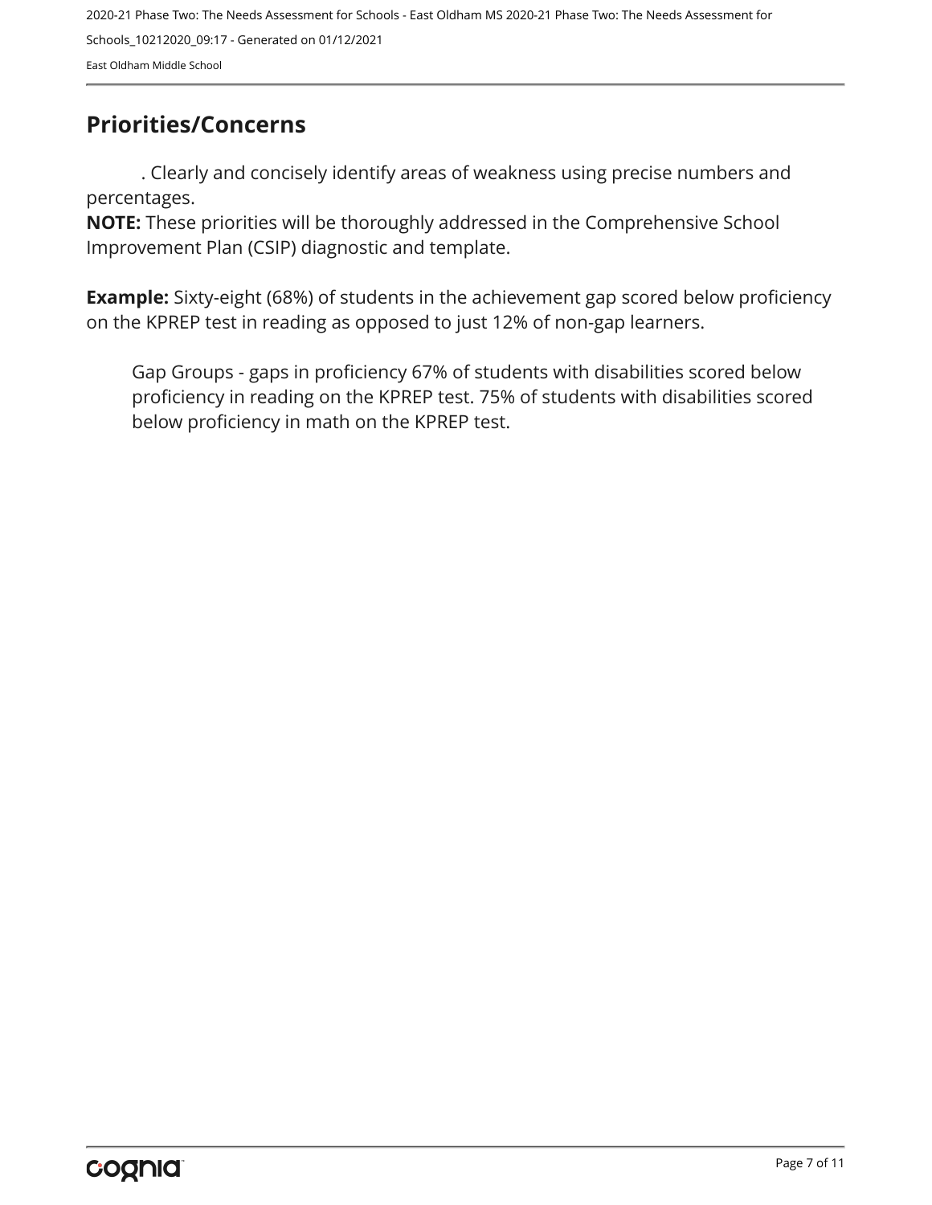## Priorities/Concerns

. Clearly and concisely identify areas of weakness using precise numbers and percentages.
**NOTE:** These priorities will be thoroughly addressed in the Comprehensive School Improvement Plan (CSIP) diagnostic and template.

**Example:** Sixty-eight (68%) of students in the achievement gap scored below proficiency on the KPREP test in reading as opposed to just 12% of non-gap learners.

Gap Groups - gaps in proficiency 67% of students with disabilities scored below proficiency in reading on the KPREP test. 75% of students with disabilities scored below proficiency in math on the KPREP test.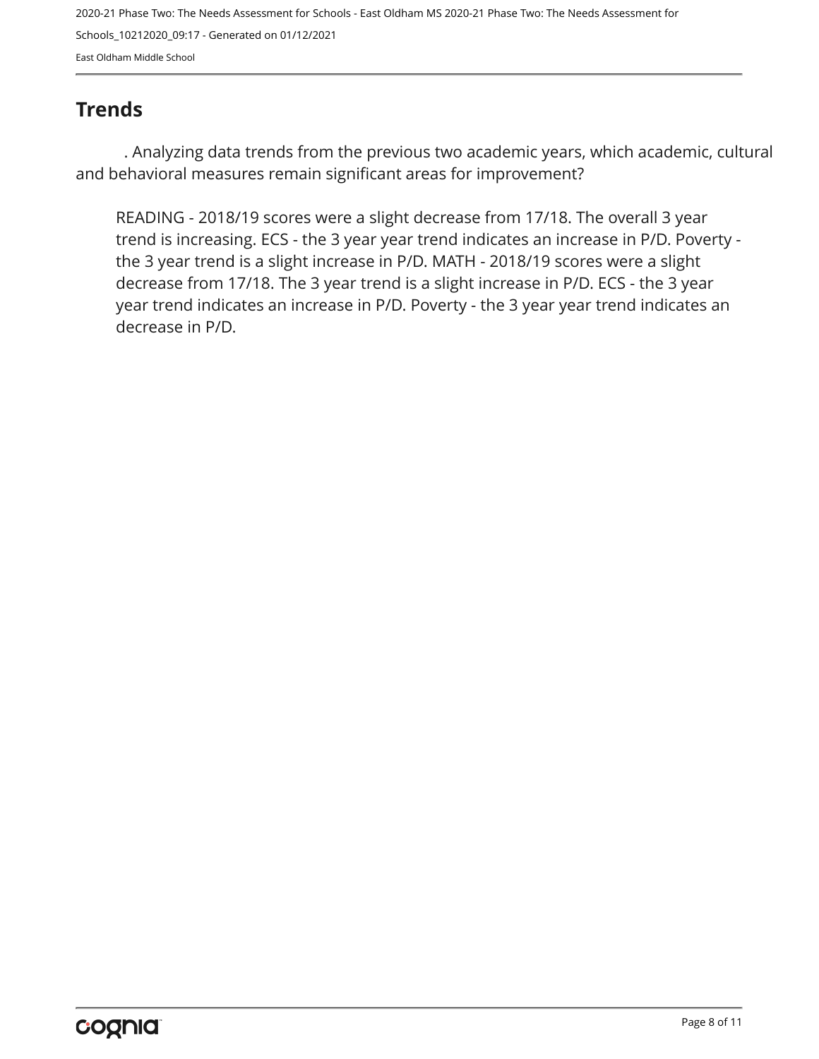## Trends

. Analyzing data trends from the previous two academic years, which academic, cultural and behavioral measures remain significant areas for improvement?

READING - 2018/19 scores were a slight decrease from 17/18. The overall 3 year trend is increasing. ECS - the 3 year year trend indicates an increase in P/D. Poverty - the 3 year trend is a slight increase in P/D. MATH - 2018/19 scores were a slight decrease from 17/18. The 3 year trend is a slight increase in P/D. ECS - the 3 year year trend indicates an increase in P/D. Poverty - the 3 year year trend indicates an decrease in P/D.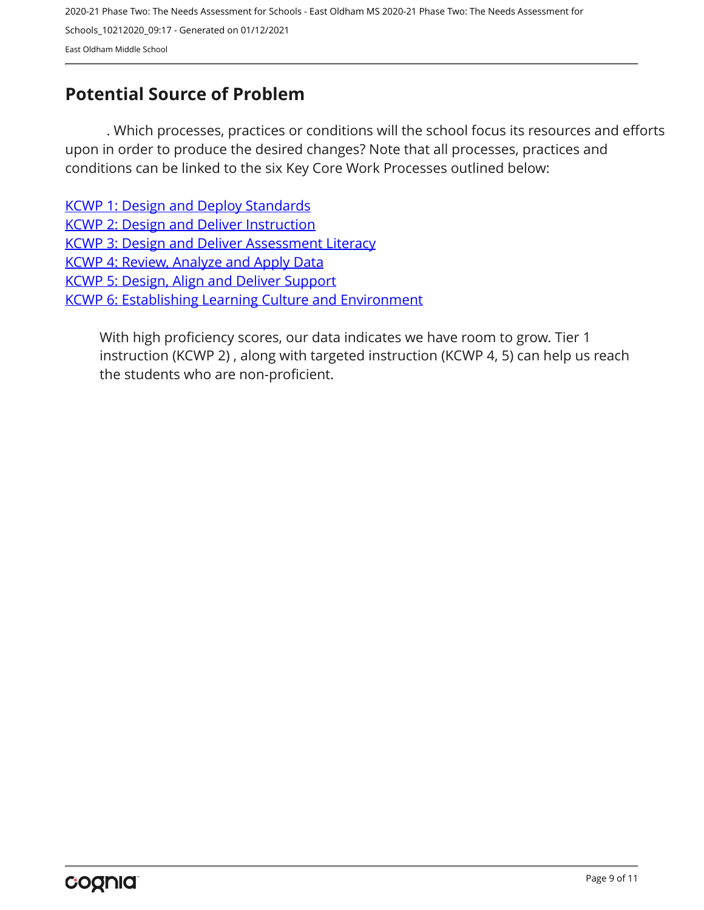## Potential Source of Problem

. Which processes, practices or conditions will the school focus its resources and efforts upon in order to produce the desired changes? Note that all processes, practices and conditions can be linked to the six Key Core Work Processes outlined below:

KCWP 1: Design and Deploy Standards
KCWP 2: Design and Deliver Instruction
KCWP 3: Design and Deliver Assessment Literacy
KCWP 4: Review, Analyze and Apply Data
KCWP 5: Design, Align and Deliver Support
KCWP 6: Establishing Learning Culture and Environment

With high proficiency scores, our data indicates we have room to grow. Tier 1 instruction (KCWP 2) , along with targeted instruction (KCWP 4, 5) can help us reach the students who are non-proficient.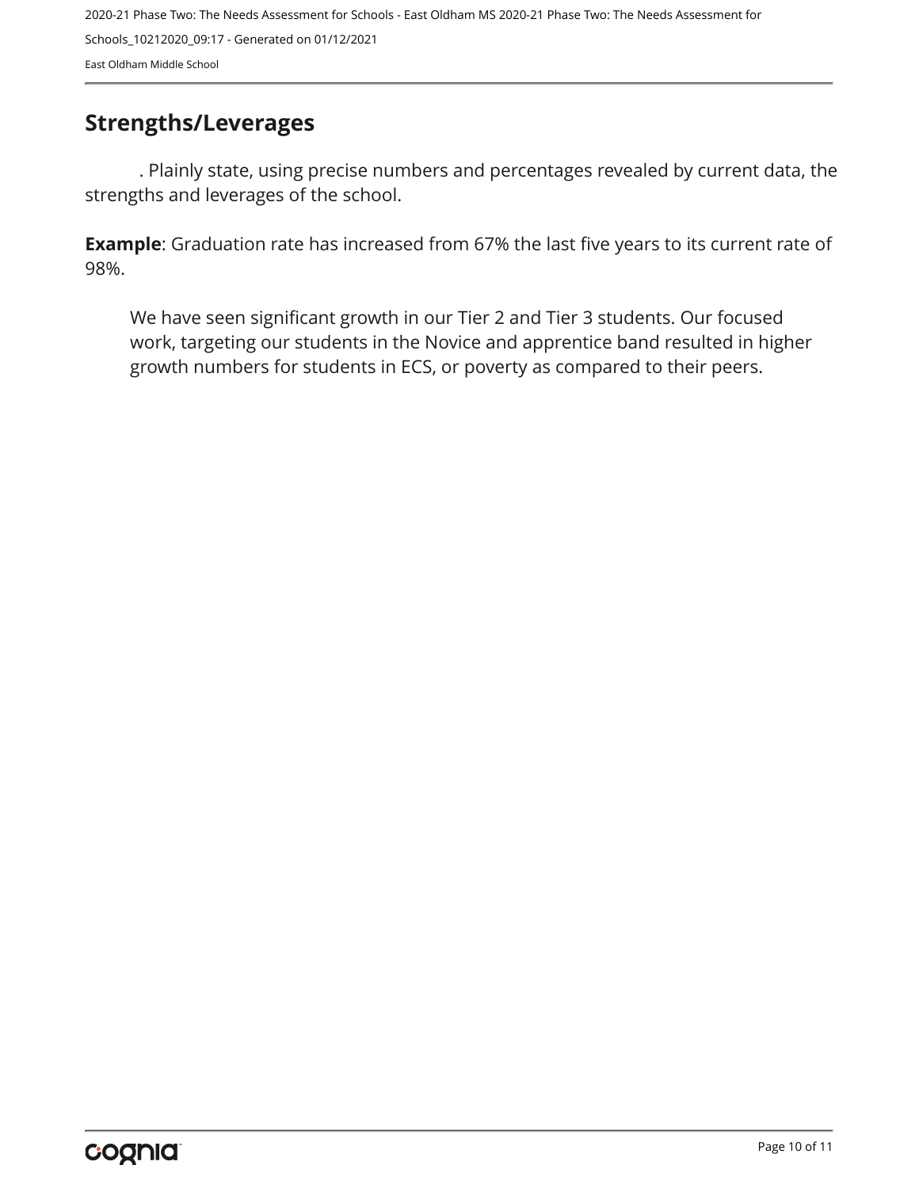## Strengths/Leverages

. Plainly state, using precise numbers and percentages revealed by current data, the strengths and leverages of the school.

**Example**: Graduation rate has increased from 67% the last five years to its current rate of 98%.

We have seen significant growth in our Tier 2 and Tier 3 students. Our focused work, targeting our students in the Novice and apprentice band resulted in higher growth numbers for students in ECS, or poverty as compared to their peers.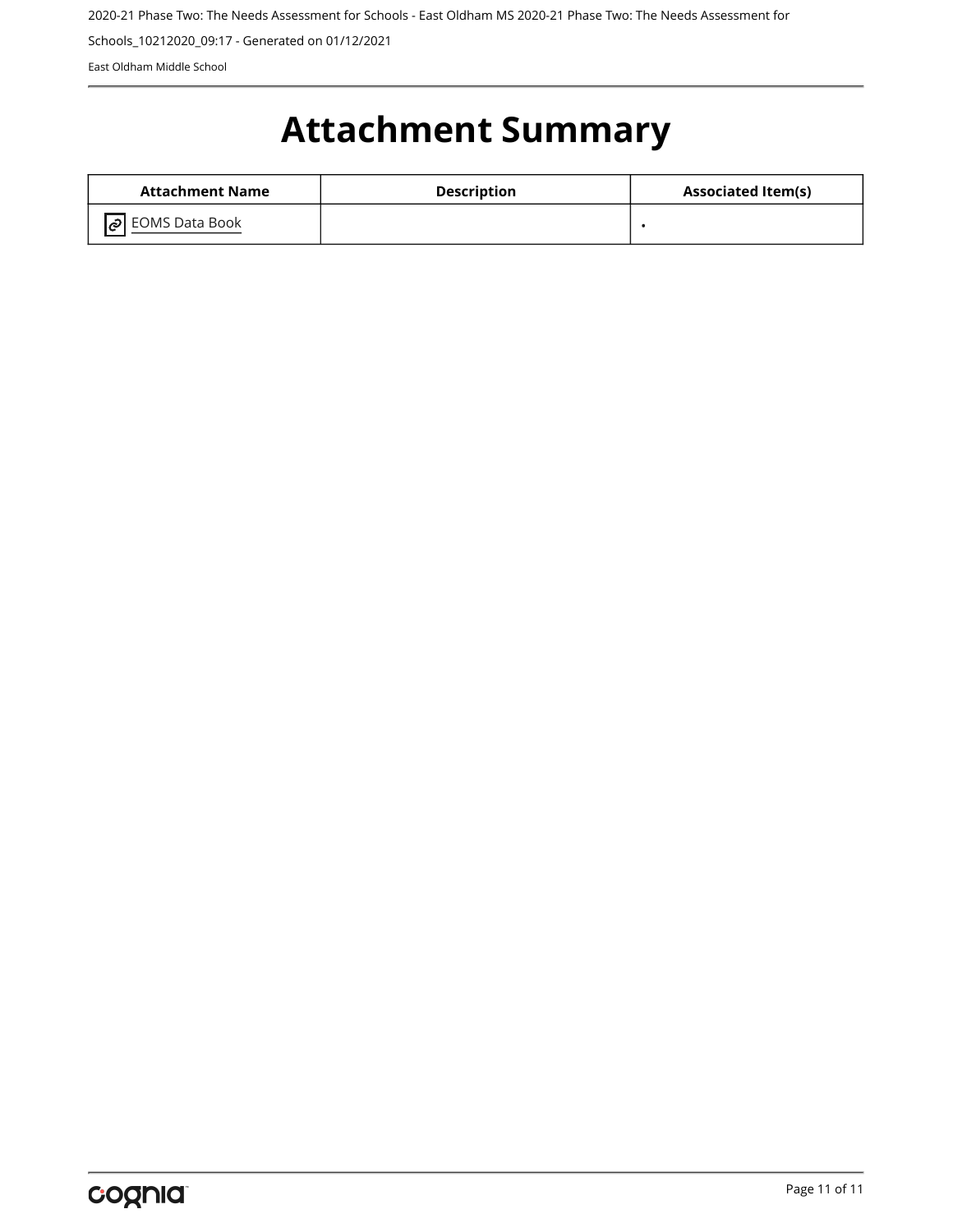# Attachment Summary

| Attachment Name | Description | Associated Item(s) |
| --- | --- | --- |
| EOMS Data Book | | • |